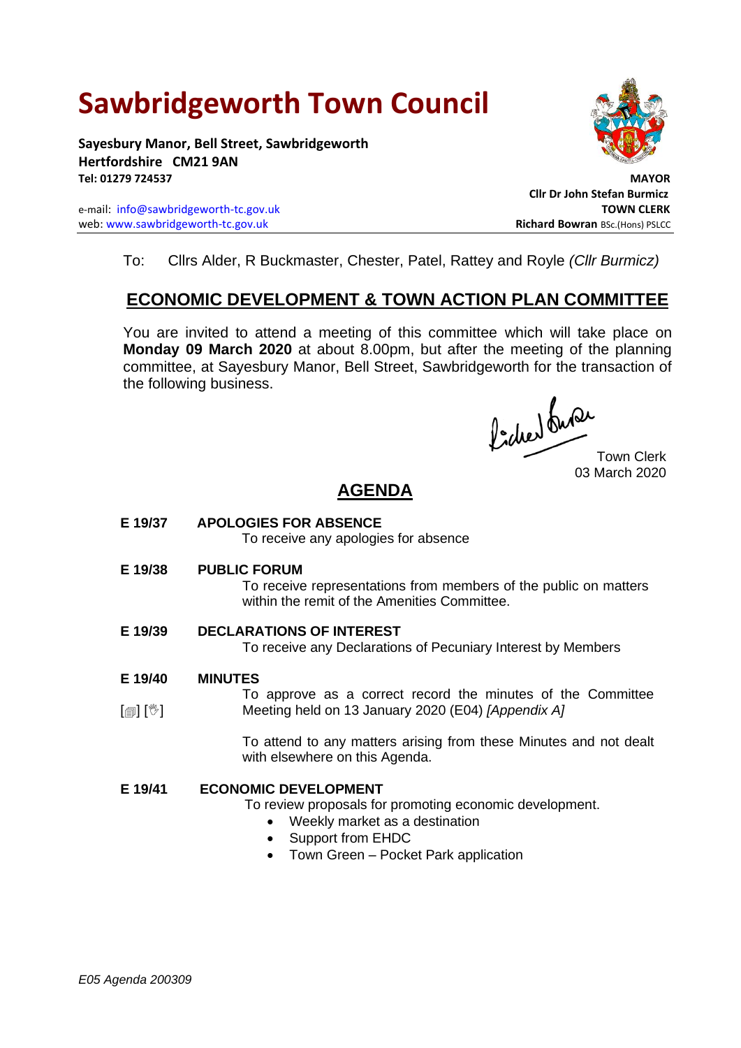# Sawbridgeworth Town Council

**Sayesbury Manor, Bell Street, Sawbridgeworth**
**Hertfordshire CM21 9AN**
**Tel: 01279 724537**

e-mail: info@sawbridgeworth-tc.gov.uk
web: www.sawbridgeworth-tc.gov.uk

**MAYOR**
**Cllr Dr John Stefan Burmicz**
**TOWN CLERK**
**Richard Bowran** BSc.(Hons) PSLCC

To: Cllrs Alder, R Buckmaster, Chester, Patel, Rattey and Royle *(Cllr Burmicz)*

## ECONOMIC DEVELOPMENT & TOWN ACTION PLAN COMMITTEE

You are invited to attend a meeting of this committee which will take place on **Monday 09 March 2020** at about 8.00pm, but after the meeting of the planning committee, at Sayesbury Manor, Bell Street, Sawbridgeworth for the transaction of the following business.

Town Clerk
03 March 2020

## AGENDA

**E 19/37 APOLOGIES FOR ABSENCE**
To receive any apologies for absence

**E 19/38 PUBLIC FORUM**
To receive representations from members of the public on matters within the remit of the Amenities Committee.

**E 19/39 DECLARATIONS OF INTEREST**
To receive any Declarations of Pecuniary Interest by Members

**E 19/40 MINUTES**
[📄] [✋] To approve as a correct record the minutes of the Committee Meeting held on 13 January 2020 (E04) *[Appendix A]*

To attend to any matters arising from these Minutes and not dealt with elsewhere on this Agenda.

**E 19/41 ECONOMIC DEVELOPMENT**
To review proposals for promoting economic development.

- Weekly market as a destination
- Support from EHDC
- Town Green – Pocket Park application

*E05 Agenda 200309*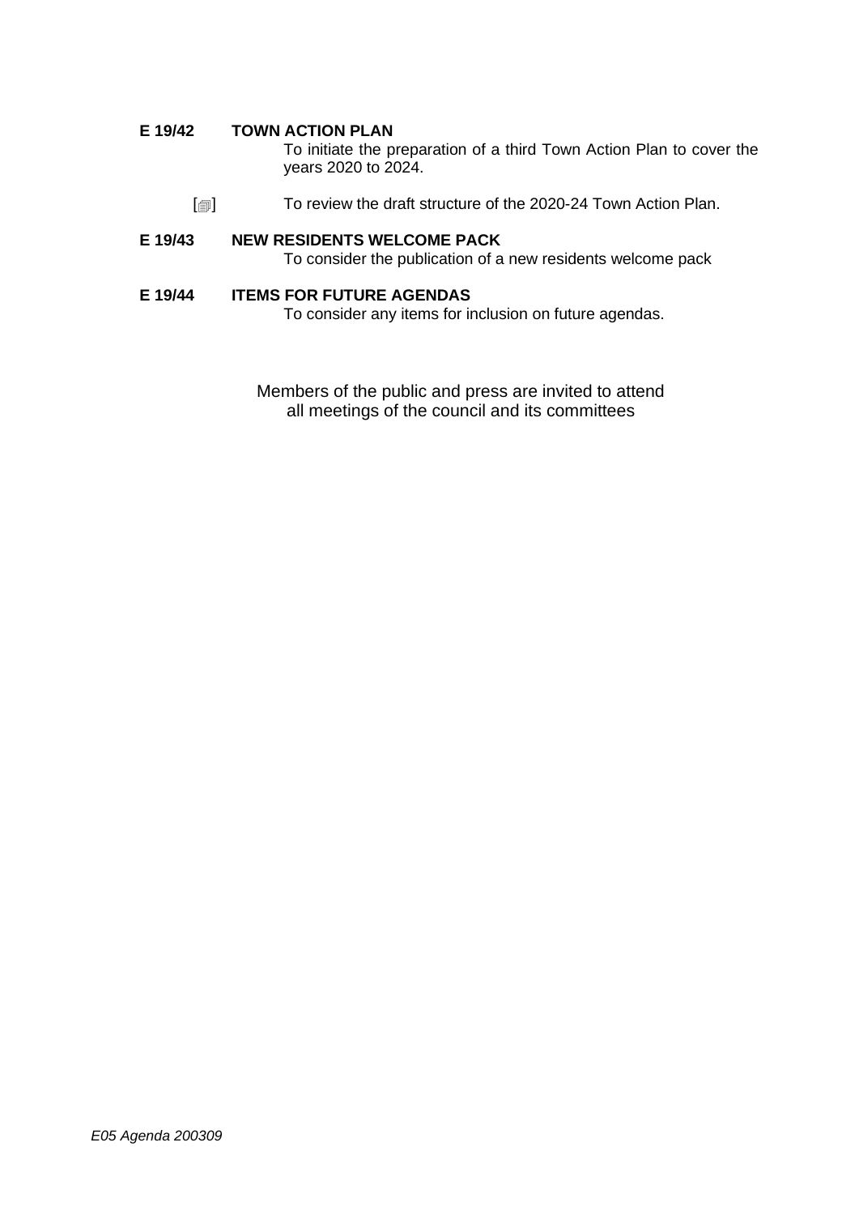**E 19/42 TOWN ACTION PLAN**

To initiate the preparation of a third Town Action Plan to cover the years 2020 to 2024.

[🗐] To review the draft structure of the 2020-24 Town Action Plan.

**E 19/43 NEW RESIDENTS WELCOME PACK**

To consider the publication of a new residents welcome pack

**E 19/44 ITEMS FOR FUTURE AGENDAS**

To consider any items for inclusion on future agendas.

Members of the public and press are invited to attend all meetings of the council and its committees

*E05 Agenda 200309*